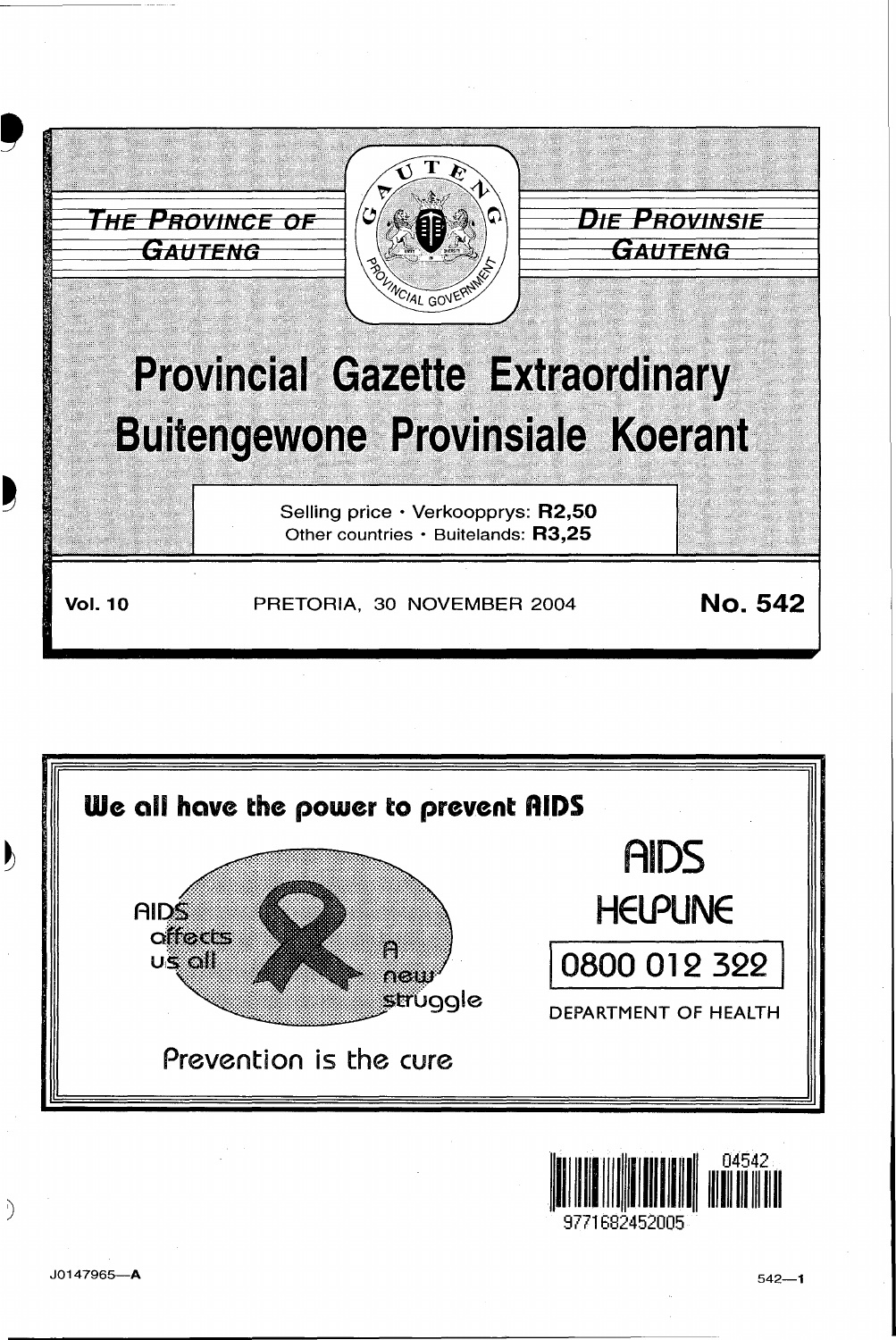THE PROVINCE OF GAUTENG

DIE PROVINSIE GAUTENG

# Provincial Gazette Extraordinary
# Buitengewone Provinsiale Koerant

Selling price · Verkoopprys: **R2,50**
Other countries · Buitelands: **R3,25**

**Vol. 10** PRETORIA, 30 NOVEMBER 2004 **No. 542**

**We all have the power to prevent AIDS**

AIDS affects us all

A new struggle

Prevention is the cure

AIDS HELPLINE

0800 012 322

DEPARTMENT OF HEALTH

04542

9771682452005

J0147965—A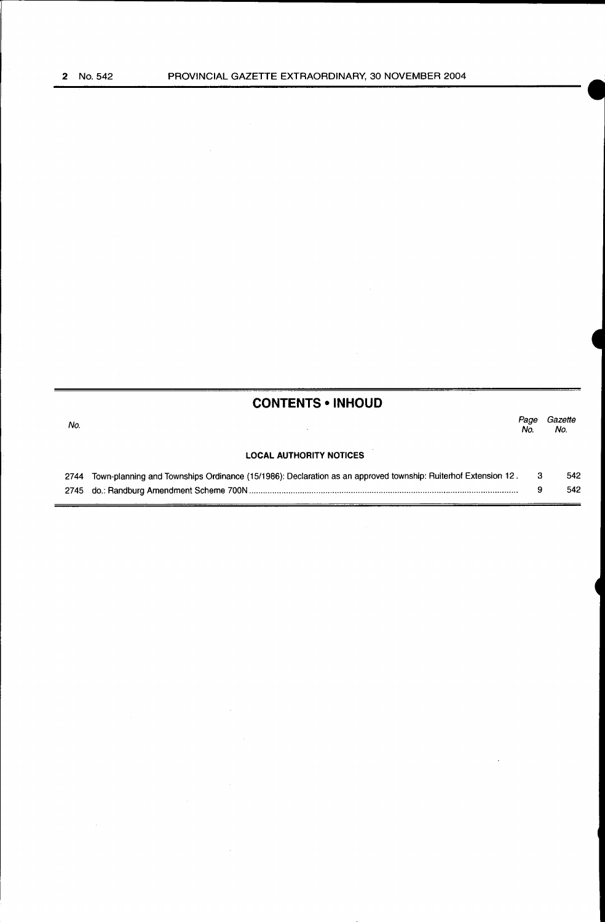## CONTENTS • INHOUD

| No. | | Page No. | Gazette No. |
|---|---|---|---|
| | **LOCAL AUTHORITY NOTICES** | | |
| 2744 | Town-planning and Townships Ordinance (15/1986): Declaration as an approved township: Ruiterhof Extension 12 | 3 | 542 |
| 2745 | do.: Randburg Amendment Scheme 700N | 9 | 542 |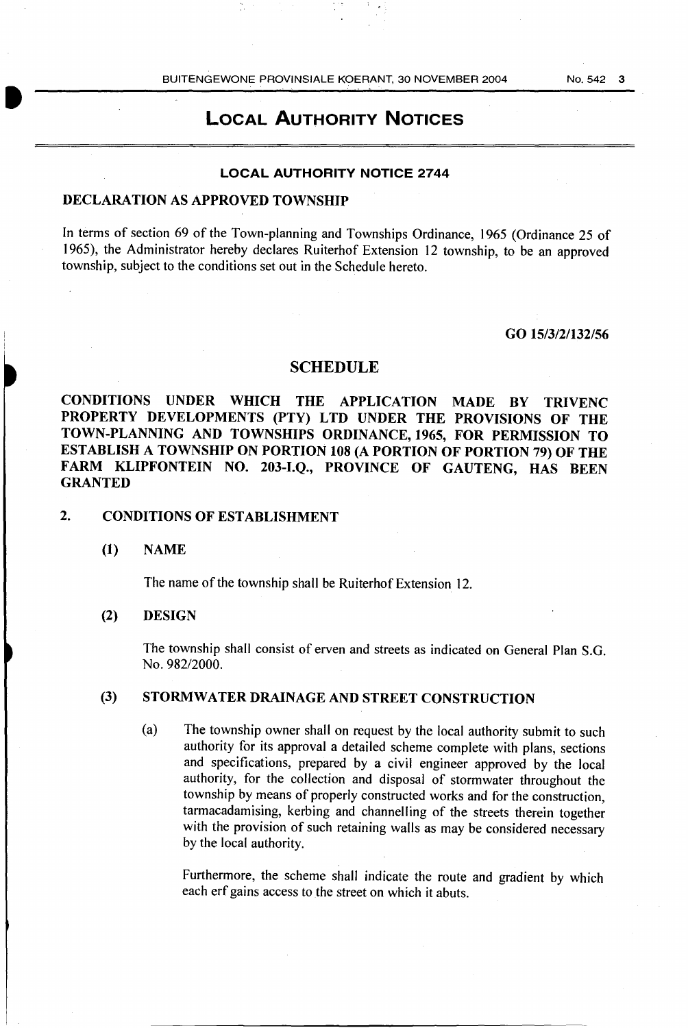# LOCAL AUTHORITY NOTICES

## LOCAL AUTHORITY NOTICE 2744

### DECLARATION AS APPROVED TOWNSHIP

In terms of section 69 of the Town-planning and Townships Ordinance, 1965 (Ordinance 25 of 1965), the Administrator hereby declares Ruiterhof Extension 12 township, to be an approved township, subject to the conditions set out in the Schedule hereto.

**GO 15/3/2/132/56**

## SCHEDULE

**CONDITIONS UNDER WHICH THE APPLICATION MADE BY TRIVENC PROPERTY DEVELOPMENTS (PTY) LTD UNDER THE PROVISIONS OF THE TOWN-PLANNING AND TOWNSHIPS ORDINANCE, 1965, FOR PERMISSION TO ESTABLISH A TOWNSHIP ON PORTION 108 (A PORTION OF PORTION 79) OF THE FARM KLIPFONTEIN NO. 203-I.Q., PROVINCE OF GAUTENG, HAS BEEN GRANTED**

### 2. CONDITIONS OF ESTABLISHMENT

**(1) NAME**

The name of the township shall be Ruiterhof Extension 12.

**(2) DESIGN**

The township shall consist of erven and streets as indicated on General Plan S.G. No. 982/2000.

**(3) STORMWATER DRAINAGE AND STREET CONSTRUCTION**

(a) The township owner shall on request by the local authority submit to such authority for its approval a detailed scheme complete with plans, sections and specifications, prepared by a civil engineer approved by the local authority, for the collection and disposal of stormwater throughout the township by means of properly constructed works and for the construction, tarmacadamising, kerbing and channelling of the streets therein together with the provision of such retaining walls as may be considered necessary by the local authority.

Furthermore, the scheme shall indicate the route and gradient by which each erf gains access to the street on which it abuts.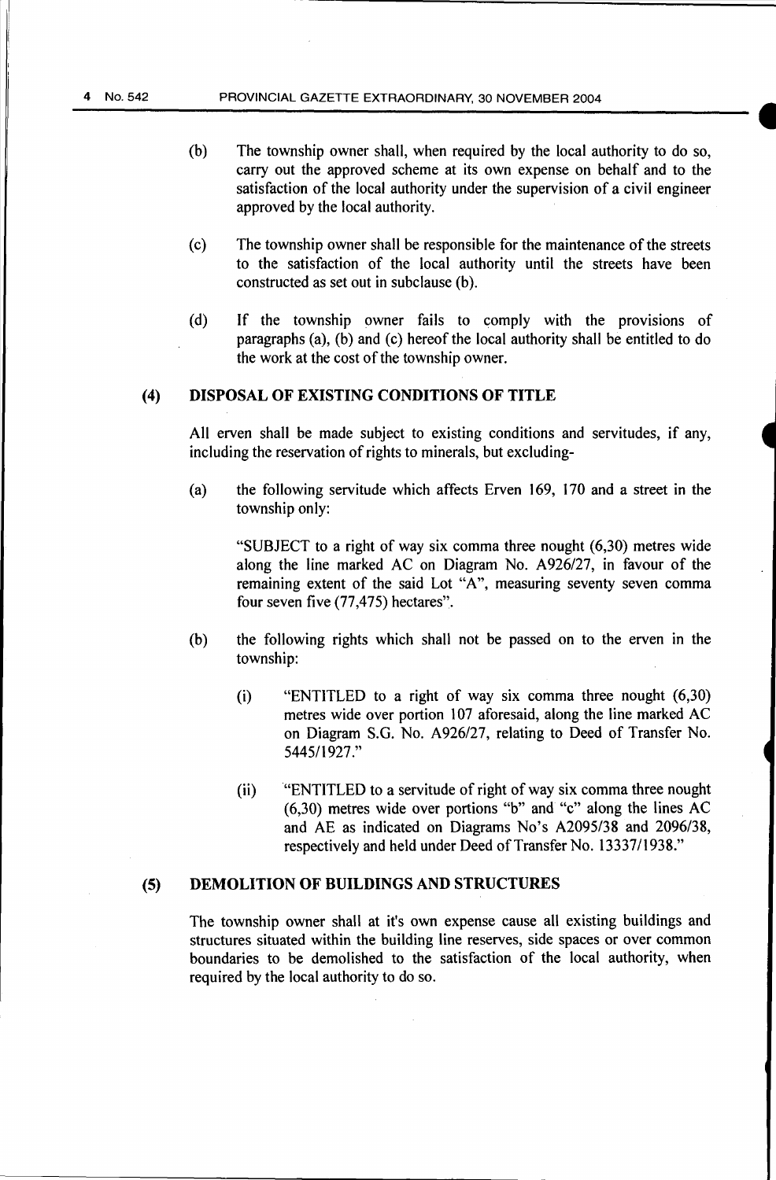(b) The township owner shall, when required by the local authority to do so, carry out the approved scheme at its own expense on behalf and to the satisfaction of the local authority under the supervision of a civil engineer approved by the local authority.

(c) The township owner shall be responsible for the maintenance of the streets to the satisfaction of the local authority until the streets have been constructed as set out in subclause (b).

(d) If the township owner fails to comply with the provisions of paragraphs (a), (b) and (c) hereof the local authority shall be entitled to do the work at the cost of the township owner.

### (4) DISPOSAL OF EXISTING CONDITIONS OF TITLE

All erven shall be made subject to existing conditions and servitudes, if any, including the reservation of rights to minerals, but excluding-

(a) the following servitude which affects Erven 169, 170 and a street in the township only:

"SUBJECT to a right of way six comma three nought (6,30) metres wide along the line marked AC on Diagram No. A926/27, in favour of the remaining extent of the said Lot "A", measuring seventy seven comma four seven five (77,475) hectares".

(b) the following rights which shall not be passed on to the erven in the township:

(i) "ENTITLED to a right of way six comma three nought (6,30) metres wide over portion 107 aforesaid, along the line marked AC on Diagram S.G. No. A926/27, relating to Deed of Transfer No. 5445/1927."

(ii) "ENTITLED to a servitude of right of way six comma three nought (6,30) metres wide over portions "b" and "c" along the lines AC and AE as indicated on Diagrams No's A2095/38 and 2096/38, respectively and held under Deed of Transfer No. 13337/1938."

### (5) DEMOLITION OF BUILDINGS AND STRUCTURES

The township owner shall at it's own expense cause all existing buildings and structures situated within the building line reserves, side spaces or over common boundaries to be demolished to the satisfaction of the local authority, when required by the local authority to do so.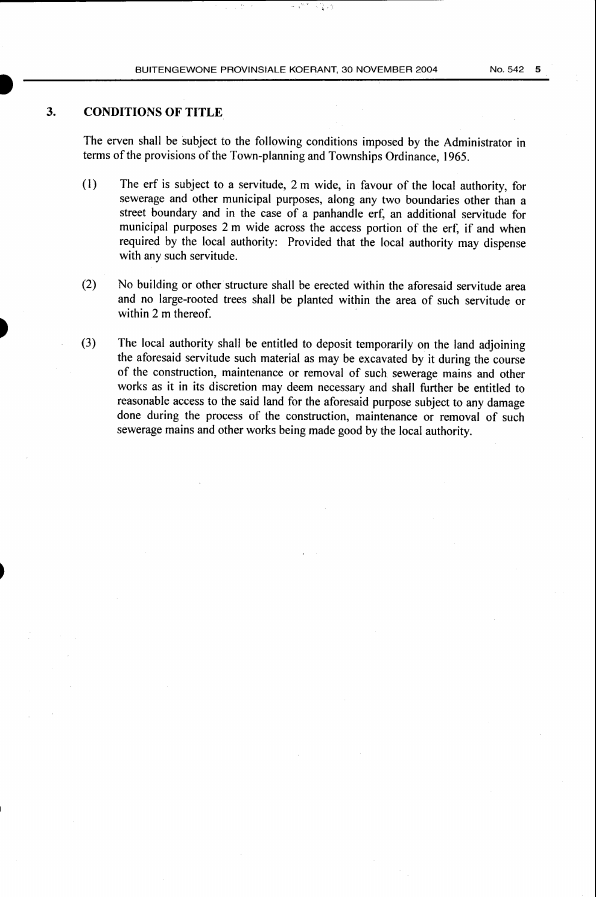## 3. CONDITIONS OF TITLE

The erven shall be subject to the following conditions imposed by the Administrator in terms of the provisions of the Town-planning and Townships Ordinance, 1965.

(1) The erf is subject to a servitude, 2 m wide, in favour of the local authority, for sewerage and other municipal purposes, along any two boundaries other than a street boundary and in the case of a panhandle erf, an additional servitude for municipal purposes 2 m wide across the access portion of the erf, if and when required by the local authority: Provided that the local authority may dispense with any such servitude.

(2) No building or other structure shall be erected within the aforesaid servitude area and no large-rooted trees shall be planted within the area of such servitude or within 2 m thereof.

(3) The local authority shall be entitled to deposit temporarily on the land adjoining the aforesaid servitude such material as may be excavated by it during the course of the construction, maintenance or removal of such sewerage mains and other works as it in its discretion may deem necessary and shall further be entitled to reasonable access to the said land for the aforesaid purpose subject to any damage done during the process of the construction, maintenance or removal of such sewerage mains and other works being made good by the local authority.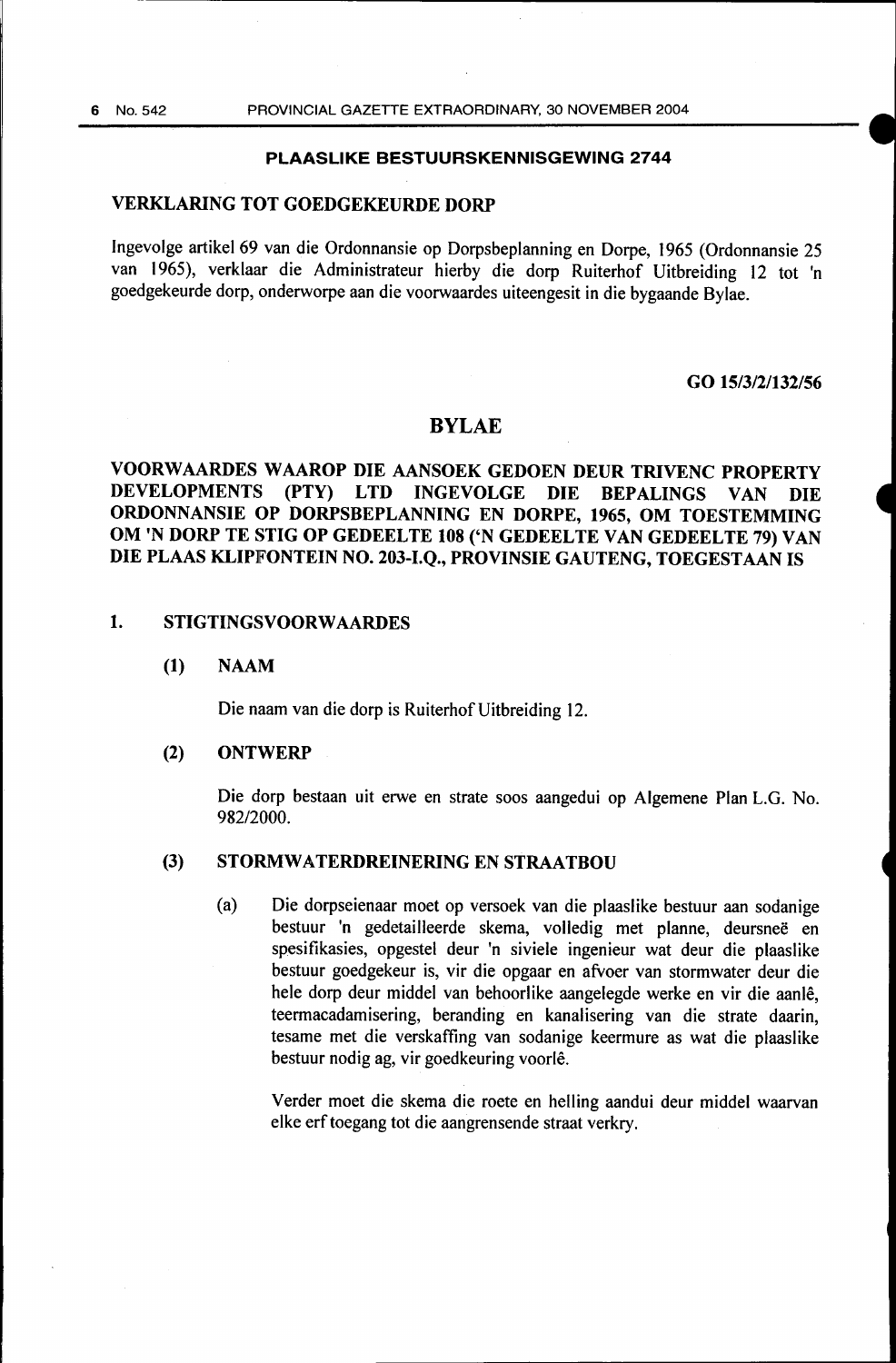## PLAASLIKE BESTUURSKENNISGEWING 2744

### VERKLARING TOT GOEDGEKEURDE DORP

Ingevolge artikel 69 van die Ordonnansie op Dorpsbeplanning en Dorpe, 1965 (Ordonnansie 25 van 1965), verklaar die Administrateur hierby die dorp Ruiterhof Uitbreiding 12 tot 'n goedgekeurde dorp, onderworpe aan die voorwaardes uiteengesit in die bygaande Bylae.

**GO 15/3/2/132/56**

## BYLAE

### VOORWAARDES WAAROP DIE AANSOEK GEDOEN DEUR TRIVENC PROPERTY DEVELOPMENTS (PTY) LTD INGEVOLGE DIE BEPALINGS VAN DIE ORDONNANSIE OP DORPSBEPLANNING EN DORPE, 1965, OM TOESTEMMING OM 'N DORP TE STIG OP GEDEELTE 108 ('N GEDEELTE VAN GEDEELTE 79) VAN DIE PLAAS KLIPFONTEIN NO. 203-I.Q., PROVINSIE GAUTENG, TOEGESTAAN IS

**1. STIGTINGSVOORWAARDES**

**(1) NAAM**

Die naam van die dorp is Ruiterhof Uitbreiding 12.

**(2) ONTWERP**

Die dorp bestaan uit erwe en strate soos aangedui op Algemene Plan L.G. No. 982/2000.

**(3) STORMWATERDREINERING EN STRAATBOU**

(a) Die dorpseienaar moet op versoek van die plaaslike bestuur aan sodanige bestuur 'n gedetailleerde skema, volledig met planne, deursneë en spesifikasies, opgestel deur 'n siviele ingenieur wat deur die plaaslike bestuur goedgekeur is, vir die opgaar en afvoer van stormwater deur die hele dorp deur middel van behoorlike aangelegde werke en vir die aanlê, teermacadamisering, beranding en kanalisering van die strate daarin, tesame met die verskaffing van sodanige keermure as wat die plaaslike bestuur nodig ag, vir goedkeuring voorlê.

Verder moet die skema die roete en helling aandui deur middel waarvan elke erf toegang tot die aangrensende straat verkry.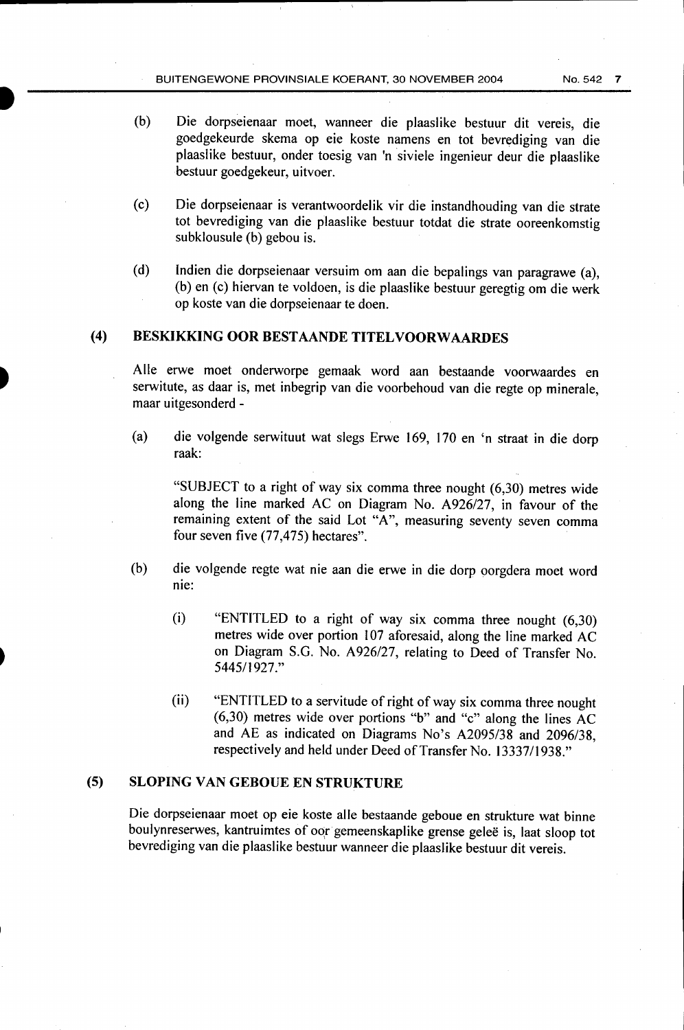(b) Die dorpseienaar moet, wanneer die plaaslike bestuur dit vereis, die goedgekeurde skema op eie koste namens en tot bevrediging van die plaaslike bestuur, onder toesig van 'n siviele ingenieur deur die plaaslike bestuur goedgekeur, uitvoer.

(c) Die dorpseienaar is verantwoordelik vir die instandhouding van die strate tot bevrediging van die plaaslike bestuur totdat die strate ooreenkomstig subklousule (b) gebou is.

(d) Indien die dorpseienaar versuim om aan die bepalings van paragrawe (a), (b) en (c) hiervan te voldoen, is die plaaslike bestuur geregtig om die werk op koste van die dorpseienaar te doen.

## (4) BESKIKKING OOR BESTAANDE TITELVOORWAARDES

Alle erwe moet onderworpe gemaak word aan bestaande voorwaardes en serwitute, as daar is, met inbegrip van die voorbehoud van die regte op minerale, maar uitgesonderd -

(a) die volgende serwituut wat slegs Erwe 169, 170 en 'n straat in die dorp raak:

"SUBJECT to a right of way six comma three nought (6,30) metres wide along the line marked AC on Diagram No. A926/27, in favour of the remaining extent of the said Lot "A", measuring seventy seven comma four seven five (77,475) hectares".

(b) die volgende regte wat nie aan die erwe in die dorp oorgdera moet word nie:

(i) "ENTITLED to a right of way six comma three nought (6,30) metres wide over portion 107 aforesaid, along the line marked AC on Diagram S.G. No. A926/27, relating to Deed of Transfer No. 5445/1927."

(ii) "ENTITLED to a servitude of right of way six comma three nought (6,30) metres wide over portions "b" and "c" along the lines AC and AE as indicated on Diagrams No's A2095/38 and 2096/38, respectively and held under Deed of Transfer No. 13337/1938."

## (5) SLOPING VAN GEBOUE EN STRUKTURE

Die dorpseienaar moet op eie koste alle bestaande geboue en strukture wat binne boulynreserwes, kantruimtes of oor gemeenskaplike grense geleë is, laat sloop tot bevrediging van die plaaslike bestuur wanneer die plaaslike bestuur dit vereis.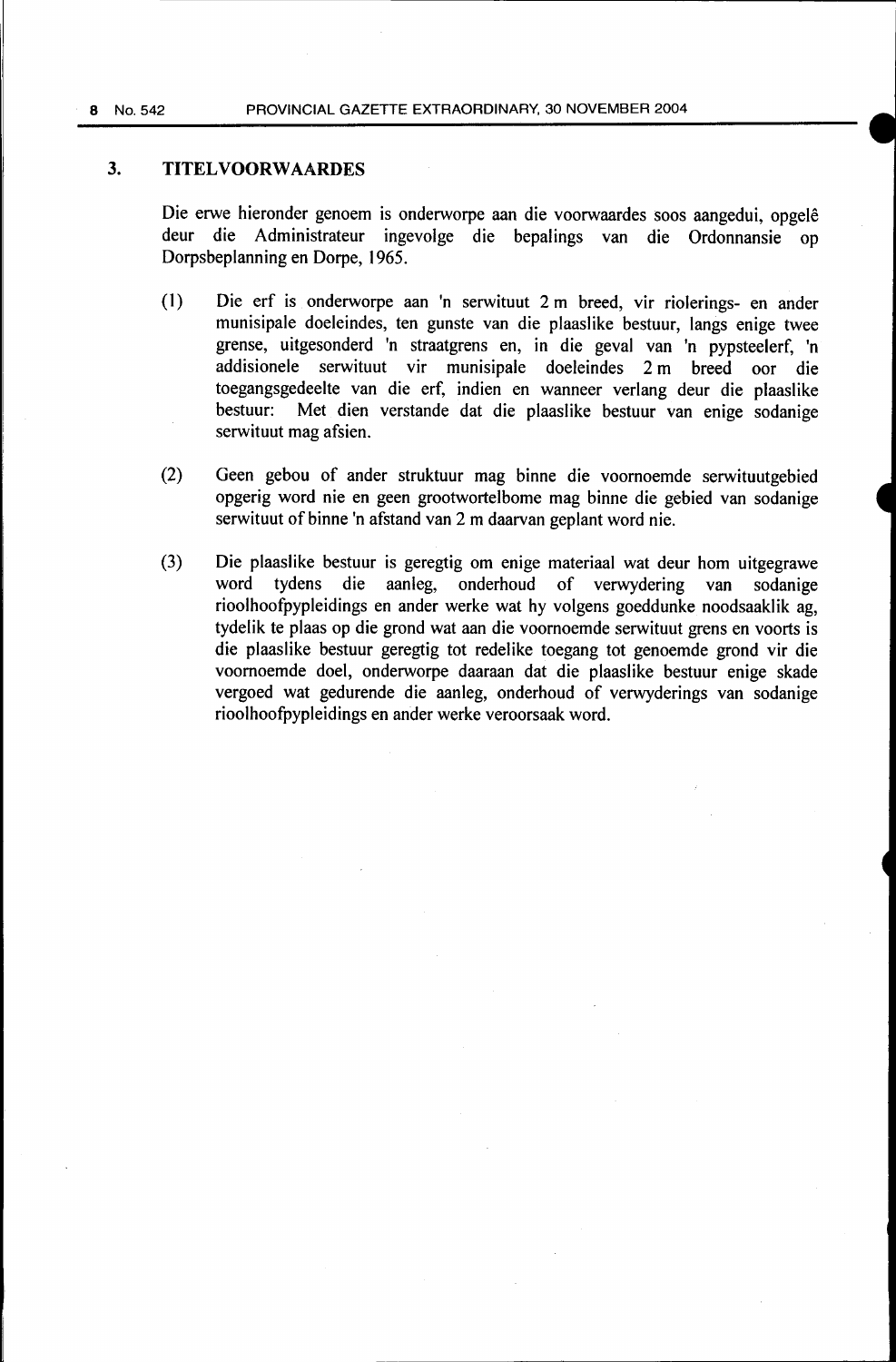## 3. TITELVOORWAARDES

Die erwe hieronder genoem is onderworpe aan die voorwaardes soos aangedui, opgelê deur die Administrateur ingevolge die bepalings van die Ordonnansie op Dorpsbeplanning en Dorpe, 1965.

(1) Die erf is onderworpe aan 'n serwituut 2 m breed, vir riolerings- en ander munisipale doeleindes, ten gunste van die plaaslike bestuur, langs enige twee grense, uitgesonderd 'n straatgrens en, in die geval van 'n pypsteelerf, 'n addisionele serwituut vir munisipale doeleindes 2 m breed oor die toegangsgedeelte van die erf, indien en wanneer verlang deur die plaaslike bestuur: Met dien verstande dat die plaaslike bestuur van enige sodanige serwituut mag afsien.

(2) Geen gebou of ander struktuur mag binne die voornoemde serwituutgebied opgerig word nie en geen grootwortelbome mag binne die gebied van sodanige serwituut of binne 'n afstand van 2 m daarvan geplant word nie.

(3) Die plaaslike bestuur is geregtig om enige materiaal wat deur hom uitgegrawe word tydens die aanleg, onderhoud of verwydering van sodanige rioolhoofpypleidings en ander werke wat hy volgens goeddunke noodsaaklik ag, tydelik te plaas op die grond wat aan die voornoemde serwituut grens en voorts is die plaaslike bestuur geregtig tot redelike toegang tot genoemde grond vir die voornoemde doel, onderworpe daaraan dat die plaaslike bestuur enige skade vergoed wat gedurende die aanleg, onderhoud of verwyderings van sodanige rioolhoofpypleidings en ander werke veroorsaak word.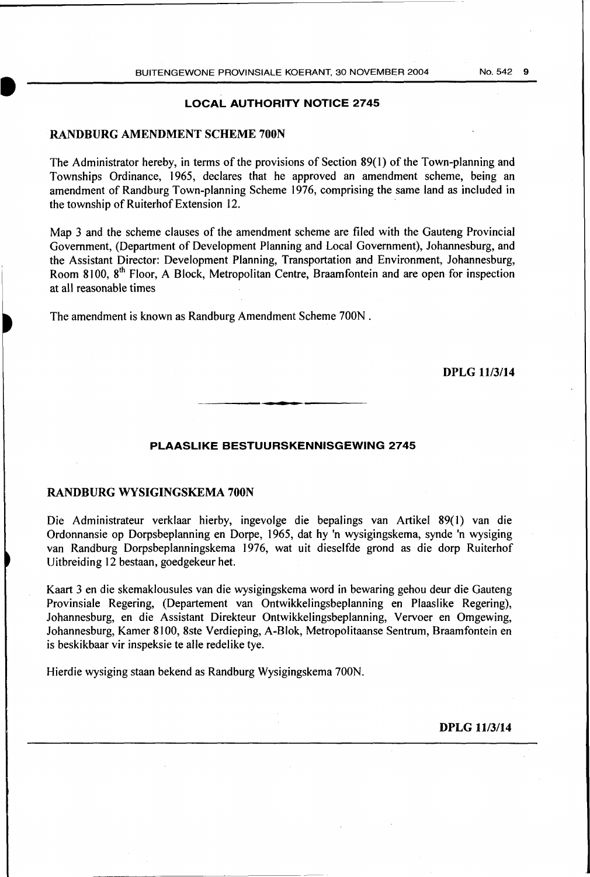## LOCAL AUTHORITY NOTICE 2745

### RANDBURG AMENDMENT SCHEME 700N

The Administrator hereby, in terms of the provisions of Section 89(1) of the Town-planning and Townships Ordinance, 1965, declares that he approved an amendment scheme, being an amendment of Randburg Town-planning Scheme 1976, comprising the same land as included in the township of Ruiterhof Extension 12.

Map 3 and the scheme clauses of the amendment scheme are filed with the Gauteng Provincial Government, (Department of Development Planning and Local Government), Johannesburg, and the Assistant Director: Development Planning, Transportation and Environment, Johannesburg, Room 8100, 8th Floor, A Block, Metropolitan Centre, Braamfontein and are open for inspection at all reasonable times

The amendment is known as Randburg Amendment Scheme 700N .

**DPLG 11/3/14**

---

## PLAASLIKE BESTUURSKENNISGEWING 2745

### RANDBURG WYSIGINGSKEMA 700N

Die Administrateur verklaar hierby, ingevolge die bepalings van Artikel 89(1) van die Ordonnansie op Dorpsbeplanning en Dorpe, 1965, dat hy 'n wysigingskema, synde 'n wysiging van Randburg Dorpsbeplanningskema 1976, wat uit dieselfde grond as die dorp Ruiterhof Uitbreiding 12 bestaan, goedgekeur het.

Kaart 3 en die skemaklousules van die wysigingskema word in bewaring gehou deur die Gauteng Provinsiale Regering, (Departement van Ontwikkelingsbeplanning en Plaaslike Regering), Johannesburg, en die Assistant Direkteur Ontwikkelingsbeplanning, Vervoer en Omgewing, Johannesburg, Kamer 8100, 8ste Verdieping, A-Blok, Metropolitaanse Sentrum, Braamfontein en is beskikbaar vir inspeksie te alle redelike tye.

Hierdie wysiging staan bekend as Randburg Wysigingskema 700N.

**DPLG 11/3/14**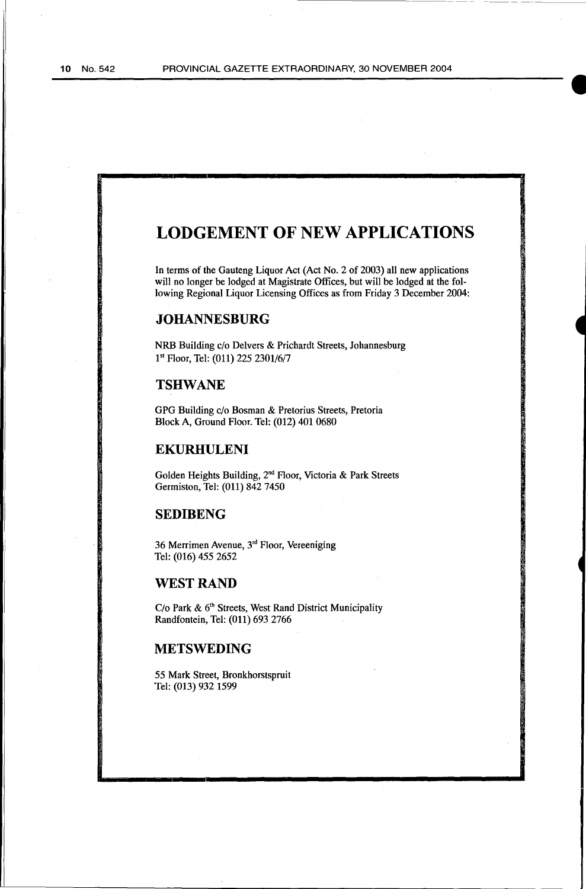# LODGEMENT OF NEW APPLICATIONS

In terms of the Gauteng Liquor Act (Act No. 2 of 2003) all new applications will no longer be lodged at Magistrate Offices, but will be lodged at the following Regional Liquor Licensing Offices as from Friday 3 December 2004:

## JOHANNESBURG

NRB Building c/o Delvers & Prichardt Streets, Johannesburg
1st Floor, Tel: (011) 225 2301/6/7

## TSHWANE

GPG Building c/o Bosman & Pretorius Streets, Pretoria
Block A, Ground Floor. Tel: (012) 401 0680

## EKURHULENI

Golden Heights Building, 2nd Floor, Victoria & Park Streets
Germiston, Tel: (011) 842 7450

## SEDIBENG

36 Merrimen Avenue, 3rd Floor, Vereeniging
Tel: (016) 455 2652

## WEST RAND

C/o Park & 6th Streets, West Rand District Municipality
Randfontein, Tel: (011) 693 2766

## METSWEDING

55 Mark Street, Bronkhorstspruit
Tel: (013) 932 1599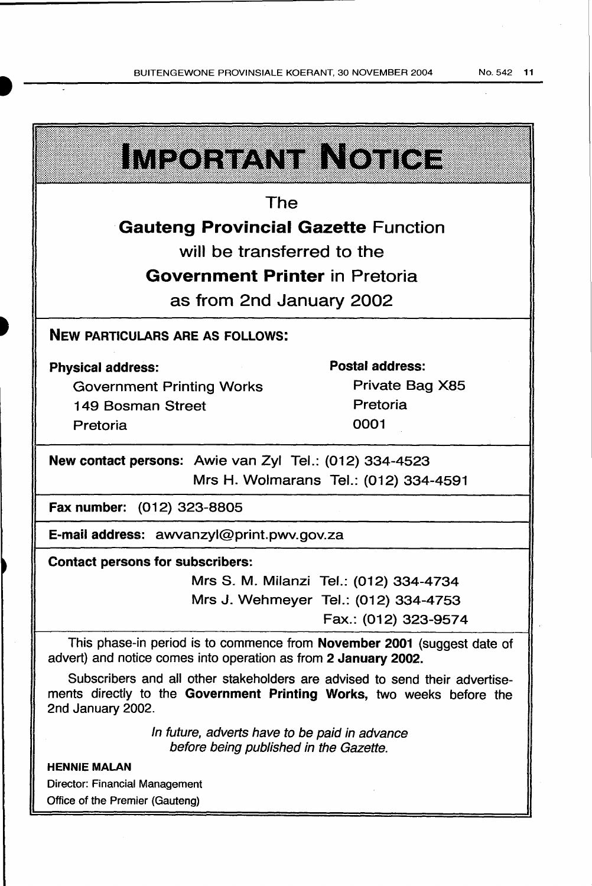# IMPORTANT NOTICE

The

**Gauteng Provincial Gazette** Function

will be transferred to the

**Government Printer** in Pretoria

as from 2nd January 2002

**NEW PARTICULARS ARE AS FOLLOWS:**

**Physical address:**
Government Printing Works
149 Bosman Street
Pretoria

**Postal address:**
Private Bag X85
Pretoria
0001

**New contact persons:** Awie van Zyl Tel.: (012) 334-4523
Mrs H. Wolmarans Tel.: (012) 334-4591

**Fax number:** (012) 323-8805

**E-mail address:** awvanzyl@print.pwv.gov.za

**Contact persons for subscribers:**
Mrs S. M. Milanzi Tel.: (012) 334-4734
Mrs J. Wehmeyer Tel.: (012) 334-4753
Fax.: (012) 323-9574

This phase-in period is to commence from **November 2001** (suggest date of advert) and notice comes into operation as from **2 January 2002.**

Subscribers and all other stakeholders are advised to send their advertisements directly to the **Government Printing Works,** two weeks before the 2nd January 2002.

*In future, adverts have to be paid in advance before being published in the Gazette.*

**HENNIE MALAN**
Director: Financial Management
Office of the Premier (Gauteng)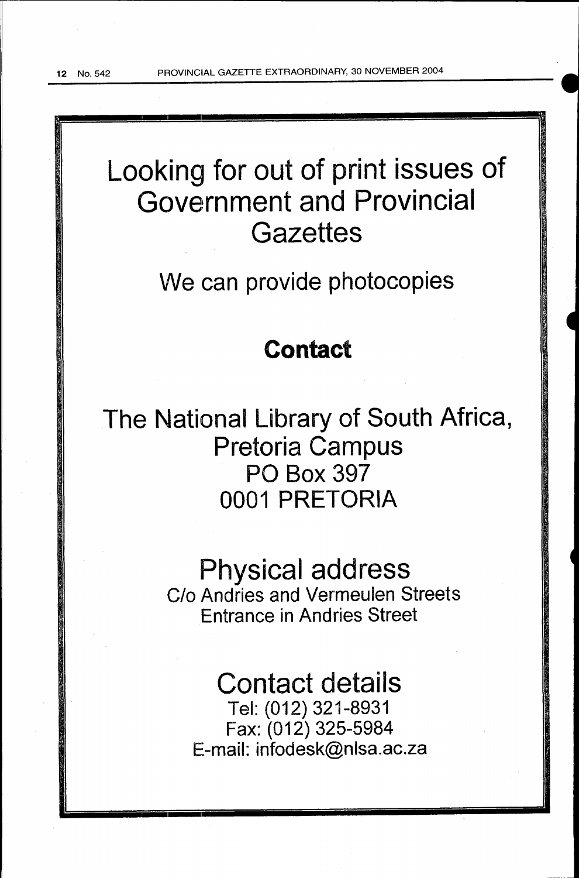# Looking for out of print issues of Government and Provincial Gazettes

We can provide photocopies

## **Contact**

The National Library of South Africa, Pretoria Campus
PO Box 397
0001 PRETORIA

## Physical address

C/o Andries and Vermeulen Streets
Entrance in Andries Street

## Contact details

Tel: (012) 321-8931
Fax: (012) 325-5984
E-mail: infodesk@nlsa.ac.za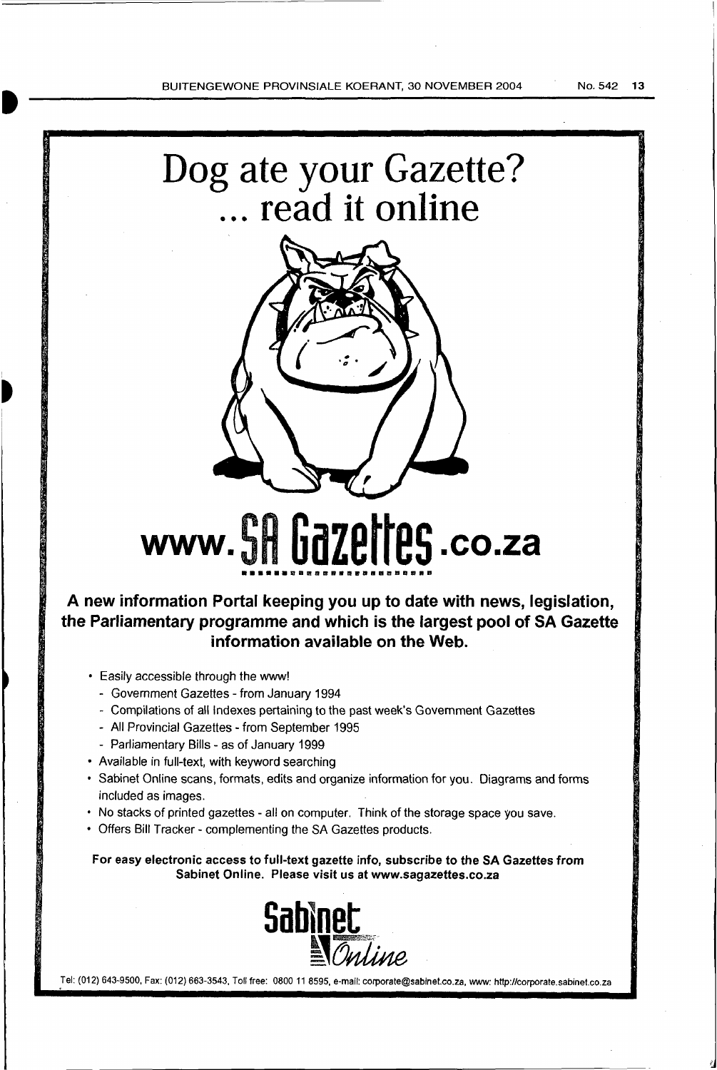# Dog ate your Gazette? ... read it online

# www.SA Gazettes.co.za

**A new information Portal keeping you up to date with news, legislation, the Parliamentary programme and which is the largest pool of SA Gazette information available on the Web.**

- Easily accessible through the www!
  - Government Gazettes - from January 1994
  - Compilations of all Indexes pertaining to the past week's Government Gazettes
  - All Provincial Gazettes - from September 1995
  - Parliamentary Bills - as of January 1999
- Available in full-text, with keyword searching
- Sabinet Online scans, formats, edits and organize information for you. Diagrams and forms included as images.
- No stacks of printed gazettes - all on computer. Think of the storage space you save.
- Offers Bill Tracker - complementing the SA Gazettes products.

**For easy electronic access to full-text gazette info, subscribe to the SA Gazettes from Sabinet Online. Please visit us at www.sagazettes.co.za**

Sabinet Online

Tel: (012) 643-9500, Fax: (012) 663-3543, Toll free: 0800 11 8595, e-mail: corporate@sabinet.co.za, www: http://corporate.sabinet.co.za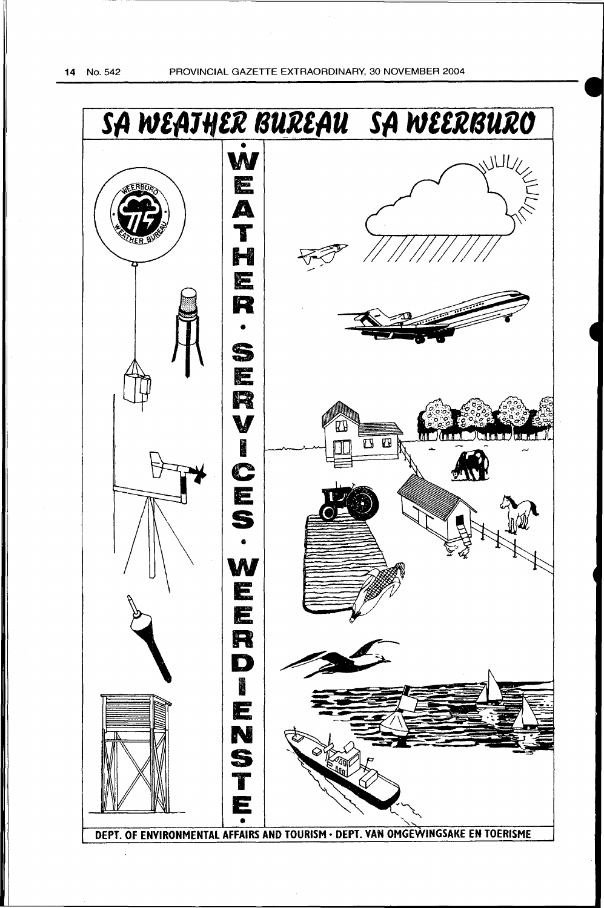# SA WEATHER BUREAU SA WEERBURO

WEATHER • SERVICES • WEERDIENSTE

DEPT. OF ENVIRONMENTAL AFFAIRS AND TOURISM • DEPT. VAN OMGEWINGSAKE EN TOERISME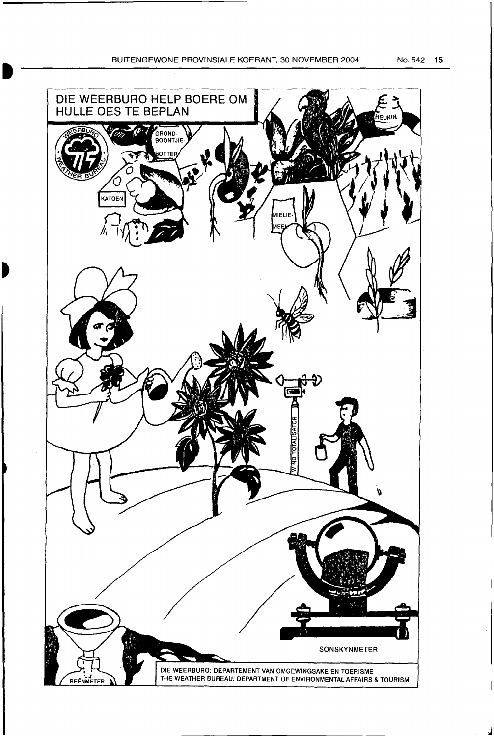DIE WEERBURO HELP BOERE OM HULLE OES TE BEPLAN

GROND-BOONTJIE-BOTTER

KATOEN

MIELIE-MEEL

HEUNIN

WIND TOTALISATOR

SONSKYNMETER

REËNMETER

DIE WEERBURO: DEPARTEMENT VAN OMGEWINGSAKE EN TOERISME
THE WEATHER BUREAU: DEPARTMENT OF ENVIRONMENTAL AFFAIRS & TOURISM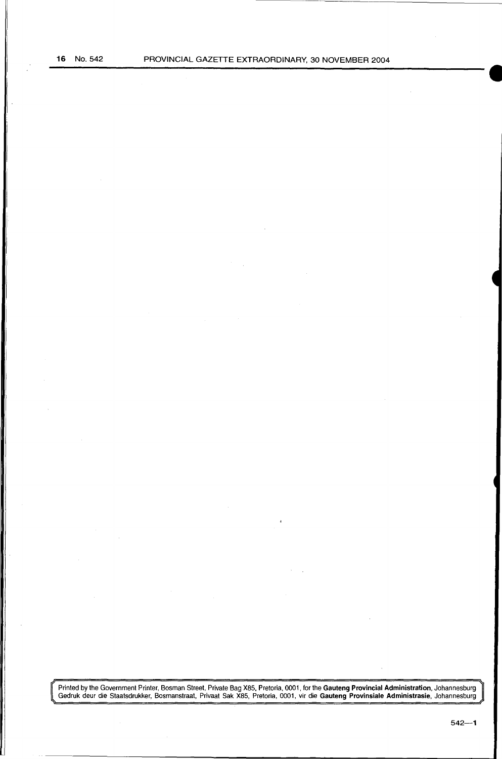Printed by the Government Printer, Bosman Street, Private Bag X85, Pretoria, 0001, for the **Gauteng Provincial Administration**, Johannesburg
Gedruk deur die Staatsdrukker, Bosmanstraat, Privaat Sak X85, Pretoria, 0001, vir die **Gauteng Provinsiale Administrasie**, Johannesburg

542—**1**